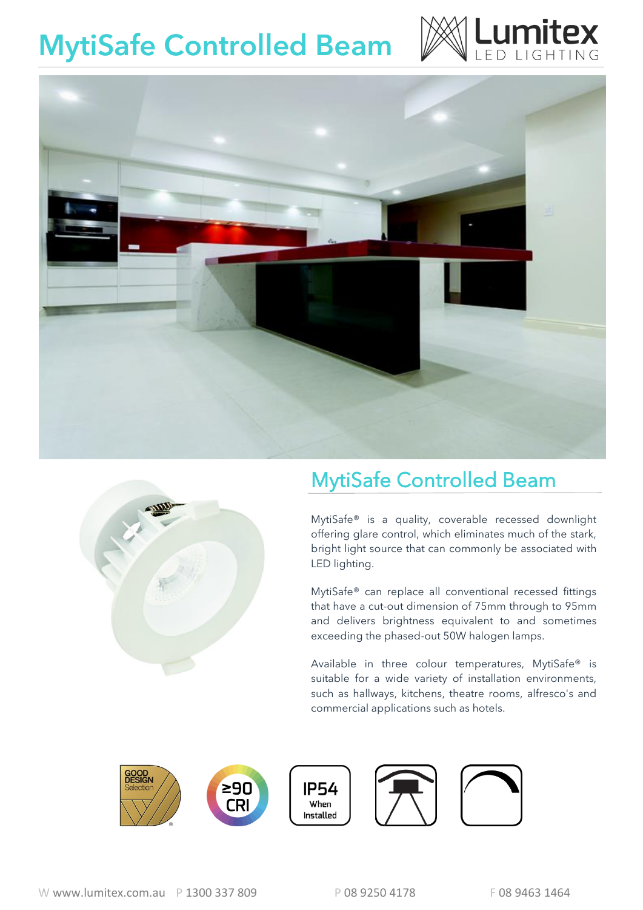# MytiSafe Controlled Beam

Lumitex LED LIGHTING

## MytiSafe Controlled Beam

MytiSafe® is a quality, coverable recessed downlight offering glare control, which eliminates much of the stark, bright light source that can commonly be associated with LED lighting.

MytiSafe® can replace all conventional recessed fittings that have a cut-out dimension of 75mm through to 95mm and delivers brightness equivalent to and sometimes exceeding the phased-out 50W halogen lamps.

Available in three colour temperatures, MytiSafe® is suitable for a wide variety of installation environments, such as hallways, kitchens, theatre rooms, alfresco's and commercial applications such as hotels.

GOOD DESIGN Selection

≥90 CRI

IP54 When Installed

W www.lumitex.com.au P 1300 337 809 P 08 9250 4178 F 08 9463 1464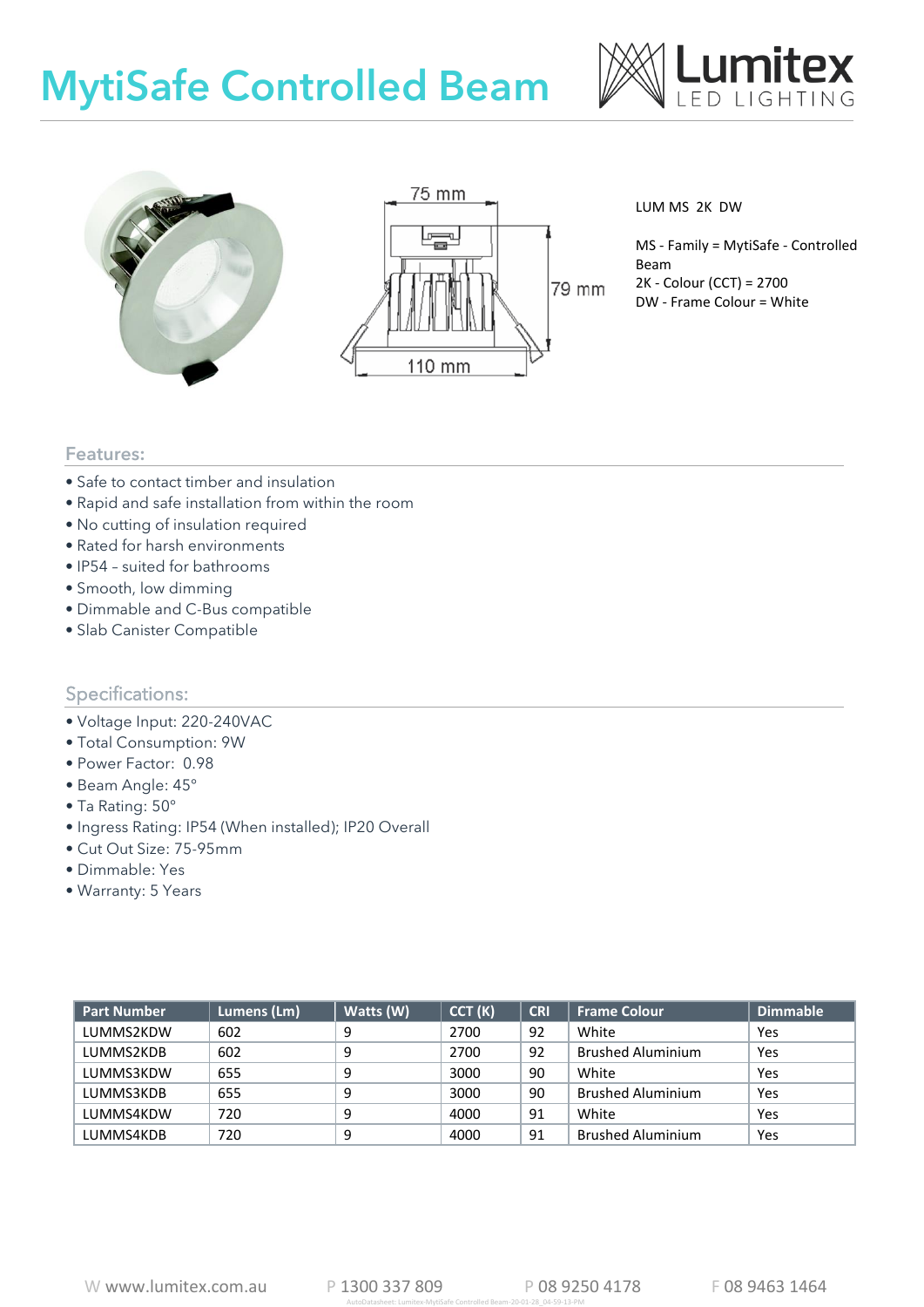# MytiSafe Controlled Beam

Lumitex LED LIGHTING

75 mm

79 mm

110 mm

LUM MS 2K DW

MS - Family = MytiSafe - Controlled Beam
2K - Colour (CCT) = 2700
DW - Frame Colour = White

## Features:

- Safe to contact timber and insulation
- Rapid and safe installation from within the room
- No cutting of insulation required
- Rated for harsh environments
- IP54 – suited for bathrooms
- Smooth, low dimming
- Dimmable and C-Bus compatible
- Slab Canister Compatible

## Specifications:

- Voltage Input: 220-240VAC
- Total Consumption: 9W
- Power Factor: 0.98
- Beam Angle: 45°
- Ta Rating: 50°
- Ingress Rating: IP54 (When installed); IP20 Overall
- Cut Out Size: 75-95mm
- Dimmable: Yes
- Warranty: 5 Years

| Part Number | Lumens (Lm) | Watts (W) | CCT (K) | CRI | Frame Colour | Dimmable |
|---|---|---|---|---|---|---|
| LUMMS2KDW | 602 | 9 | 2700 | 92 | White | Yes |
| LUMMS2KDB | 602 | 9 | 2700 | 92 | Brushed Aluminium | Yes |
| LUMMS3KDW | 655 | 9 | 3000 | 90 | White | Yes |
| LUMMS3KDB | 655 | 9 | 3000 | 90 | Brushed Aluminium | Yes |
| LUMMS4KDW | 720 | 9 | 4000 | 91 | White | Yes |
| LUMMS4KDB | 720 | 9 | 4000 | 91 | Brushed Aluminium | Yes |

W www.lumitex.com.au P 1300 337 809 P 08 9250 4178 F 08 9463 1464